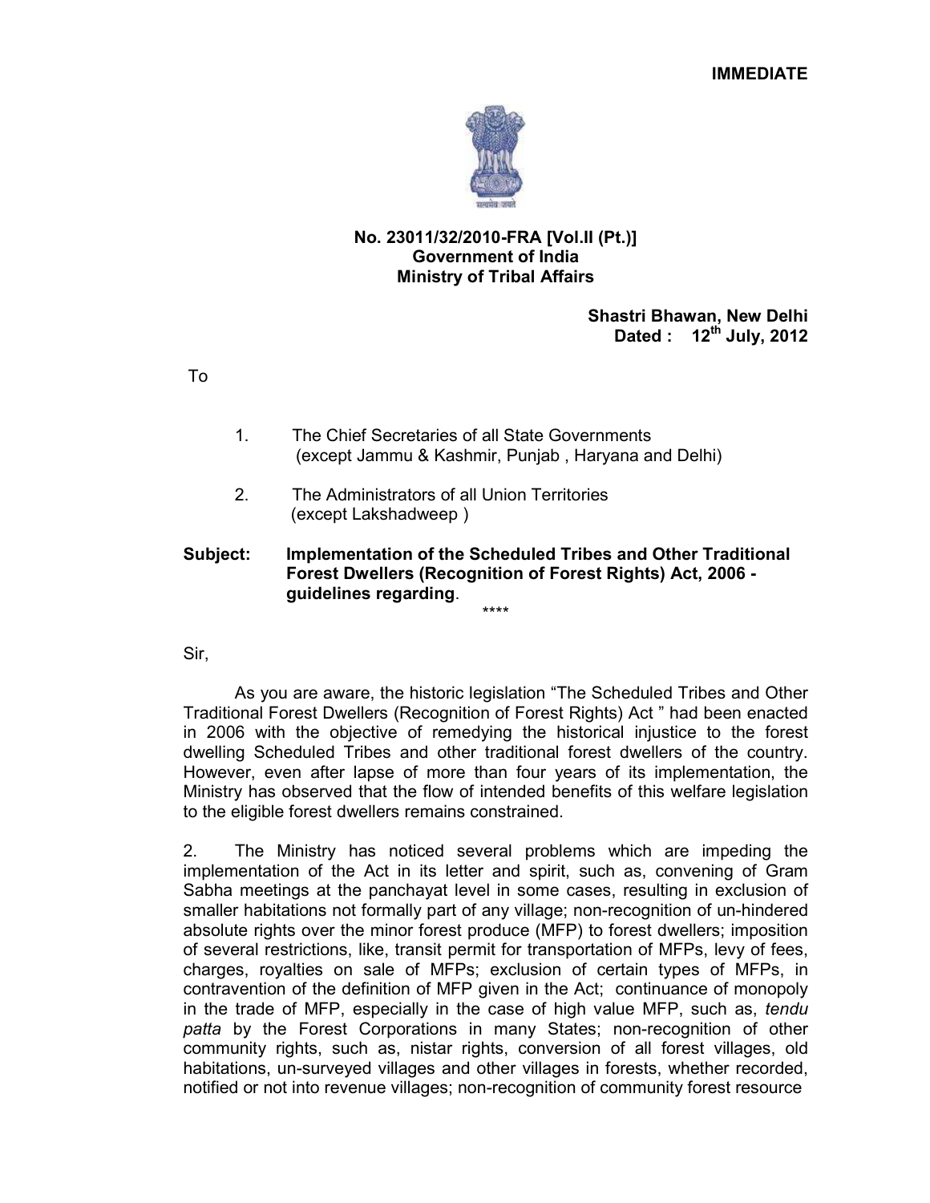**IMMEDIATE**

**No. 23011/32/2010-FRA [Vol.II (Pt.)]**
**Government of India**
**Ministry of Tribal Affairs**

**Shastri Bhawan, New Delhi**
**Dated : 12th July, 2012**

To

1. The Chief Secretaries of all State Governments (except Jammu & Kashmir, Punjab , Haryana and Delhi)

2. The Administrators of all Union Territories (except Lakshadweep )

**Subject: Implementation of the Scheduled Tribes and Other Traditional Forest Dwellers (Recognition of Forest Rights) Act, 2006 - guidelines regarding**.

\*\*\*\*

Sir,

As you are aware, the historic legislation "The Scheduled Tribes and Other Traditional Forest Dwellers (Recognition of Forest Rights) Act " had been enacted in 2006 with the objective of remedying the historical injustice to the forest dwelling Scheduled Tribes and other traditional forest dwellers of the country. However, even after lapse of more than four years of its implementation, the Ministry has observed that the flow of intended benefits of this welfare legislation to the eligible forest dwellers remains constrained.

2. The Ministry has noticed several problems which are impeding the implementation of the Act in its letter and spirit, such as, convening of Gram Sabha meetings at the panchayat level in some cases, resulting in exclusion of smaller habitations not formally part of any village; non-recognition of un-hindered absolute rights over the minor forest produce (MFP) to forest dwellers; imposition of several restrictions, like, transit permit for transportation of MFPs, levy of fees, charges, royalties on sale of MFPs; exclusion of certain types of MFPs, in contravention of the definition of MFP given in the Act; continuance of monopoly in the trade of MFP, especially in the case of high value MFP, such as, *tendu patta* by the Forest Corporations in many States; non-recognition of other community rights, such as, nistar rights, conversion of all forest villages, old habitations, un-surveyed villages and other villages in forests, whether recorded, notified or not into revenue villages; non-recognition of community forest resource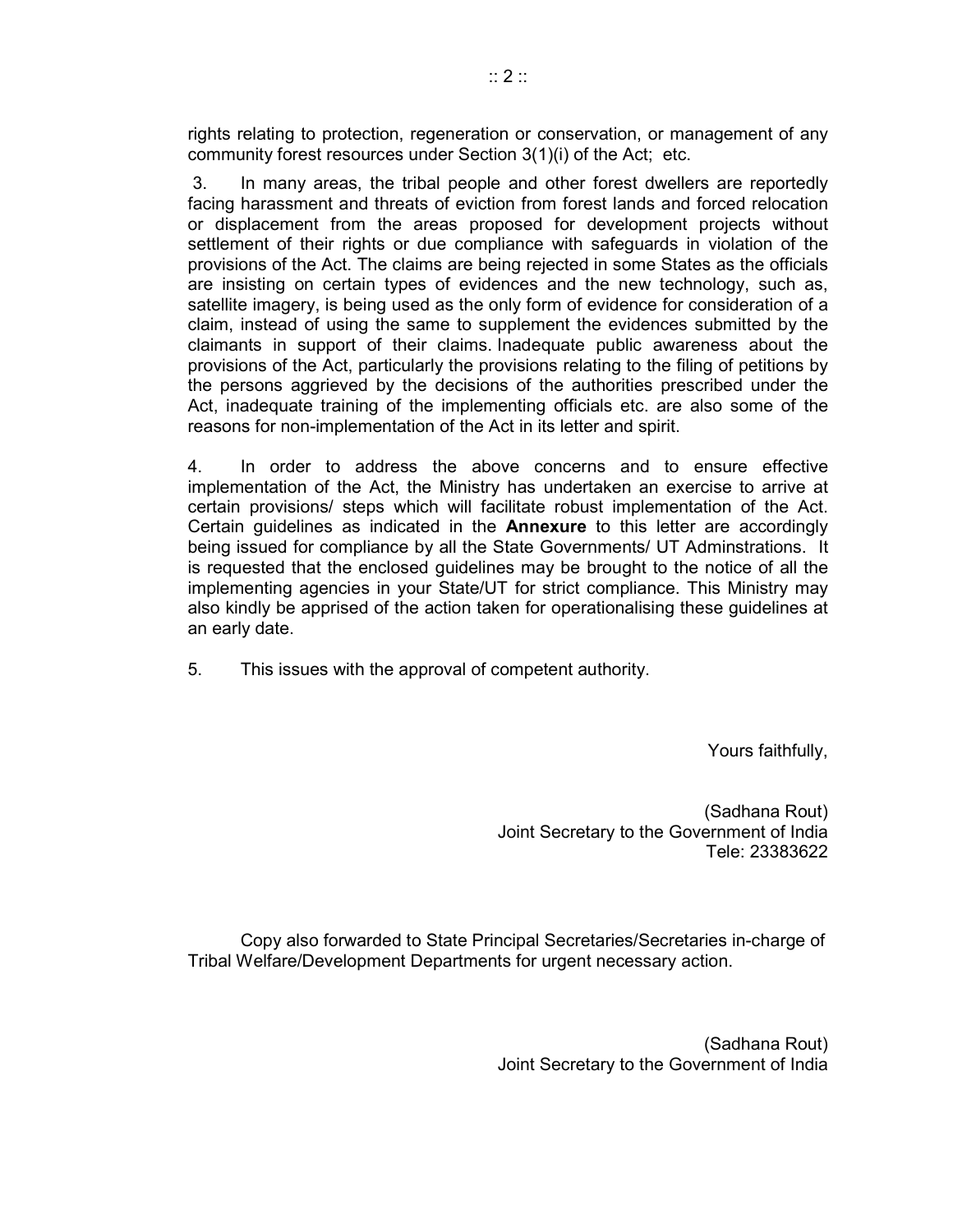rights relating to protection, regeneration or conservation, or management of any community forest resources under Section 3(1)(i) of the Act; etc.

3. In many areas, the tribal people and other forest dwellers are reportedly facing harassment and threats of eviction from forest lands and forced relocation or displacement from the areas proposed for development projects without settlement of their rights or due compliance with safeguards in violation of the provisions of the Act. The claims are being rejected in some States as the officials are insisting on certain types of evidences and the new technology, such as, satellite imagery, is being used as the only form of evidence for consideration of a claim, instead of using the same to supplement the evidences submitted by the claimants in support of their claims. Inadequate public awareness about the provisions of the Act, particularly the provisions relating to the filing of petitions by the persons aggrieved by the decisions of the authorities prescribed under the Act, inadequate training of the implementing officials etc. are also some of the reasons for non-implementation of the Act in its letter and spirit.

4. In order to address the above concerns and to ensure effective implementation of the Act, the Ministry has undertaken an exercise to arrive at certain provisions/ steps which will facilitate robust implementation of the Act. Certain guidelines as indicated in the **Annexure** to this letter are accordingly being issued for compliance by all the State Governments/ UT Adminstrations. It is requested that the enclosed guidelines may be brought to the notice of all the implementing agencies in your State/UT for strict compliance. This Ministry may also kindly be apprised of the action taken for operationalising these guidelines at an early date.

5. This issues with the approval of competent authority.

Yours faithfully,

(Sadhana Rout)
Joint Secretary to the Government of India
Tele: 23383622

Copy also forwarded to State Principal Secretaries/Secretaries in-charge of Tribal Welfare/Development Departments for urgent necessary action.

(Sadhana Rout)
Joint Secretary to the Government of India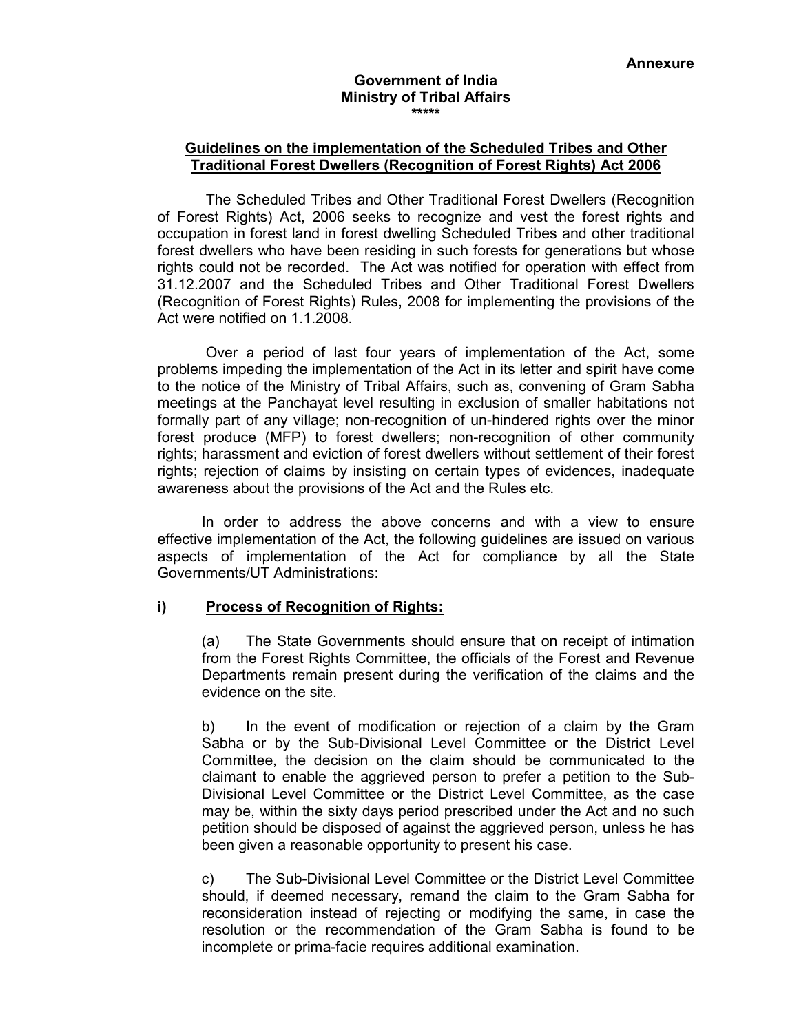**Annexure**

**Government of India**
**Ministry of Tribal Affairs**
\*\*\*\*\*

## Guidelines on the implementation of the Scheduled Tribes and Other Traditional Forest Dwellers (Recognition of Forest Rights) Act 2006

The Scheduled Tribes and Other Traditional Forest Dwellers (Recognition of Forest Rights) Act, 2006 seeks to recognize and vest the forest rights and occupation in forest land in forest dwelling Scheduled Tribes and other traditional forest dwellers who have been residing in such forests for generations but whose rights could not be recorded. The Act was notified for operation with effect from 31.12.2007 and the Scheduled Tribes and Other Traditional Forest Dwellers (Recognition of Forest Rights) Rules, 2008 for implementing the provisions of the Act were notified on 1.1.2008.

Over a period of last four years of implementation of the Act, some problems impeding the implementation of the Act in its letter and spirit have come to the notice of the Ministry of Tribal Affairs, such as, convening of Gram Sabha meetings at the Panchayat level resulting in exclusion of smaller habitations not formally part of any village; non-recognition of un-hindered rights over the minor forest produce (MFP) to forest dwellers; non-recognition of other community rights; harassment and eviction of forest dwellers without settlement of their forest rights; rejection of claims by insisting on certain types of evidences, inadequate awareness about the provisions of the Act and the Rules etc.

In order to address the above concerns and with a view to ensure effective implementation of the Act, the following guidelines are issued on various aspects of implementation of the Act for compliance by all the State Governments/UT Administrations:

### i) Process of Recognition of Rights:

(a) The State Governments should ensure that on receipt of intimation from the Forest Rights Committee, the officials of the Forest and Revenue Departments remain present during the verification of the claims and the evidence on the site.

b) In the event of modification or rejection of a claim by the Gram Sabha or by the Sub-Divisional Level Committee or the District Level Committee, the decision on the claim should be communicated to the claimant to enable the aggrieved person to prefer a petition to the Sub-Divisional Level Committee or the District Level Committee, as the case may be, within the sixty days period prescribed under the Act and no such petition should be disposed of against the aggrieved person, unless he has been given a reasonable opportunity to present his case.

c) The Sub-Divisional Level Committee or the District Level Committee should, if deemed necessary, remand the claim to the Gram Sabha for reconsideration instead of rejecting or modifying the same, in case the resolution or the recommendation of the Gram Sabha is found to be incomplete or prima-facie requires additional examination.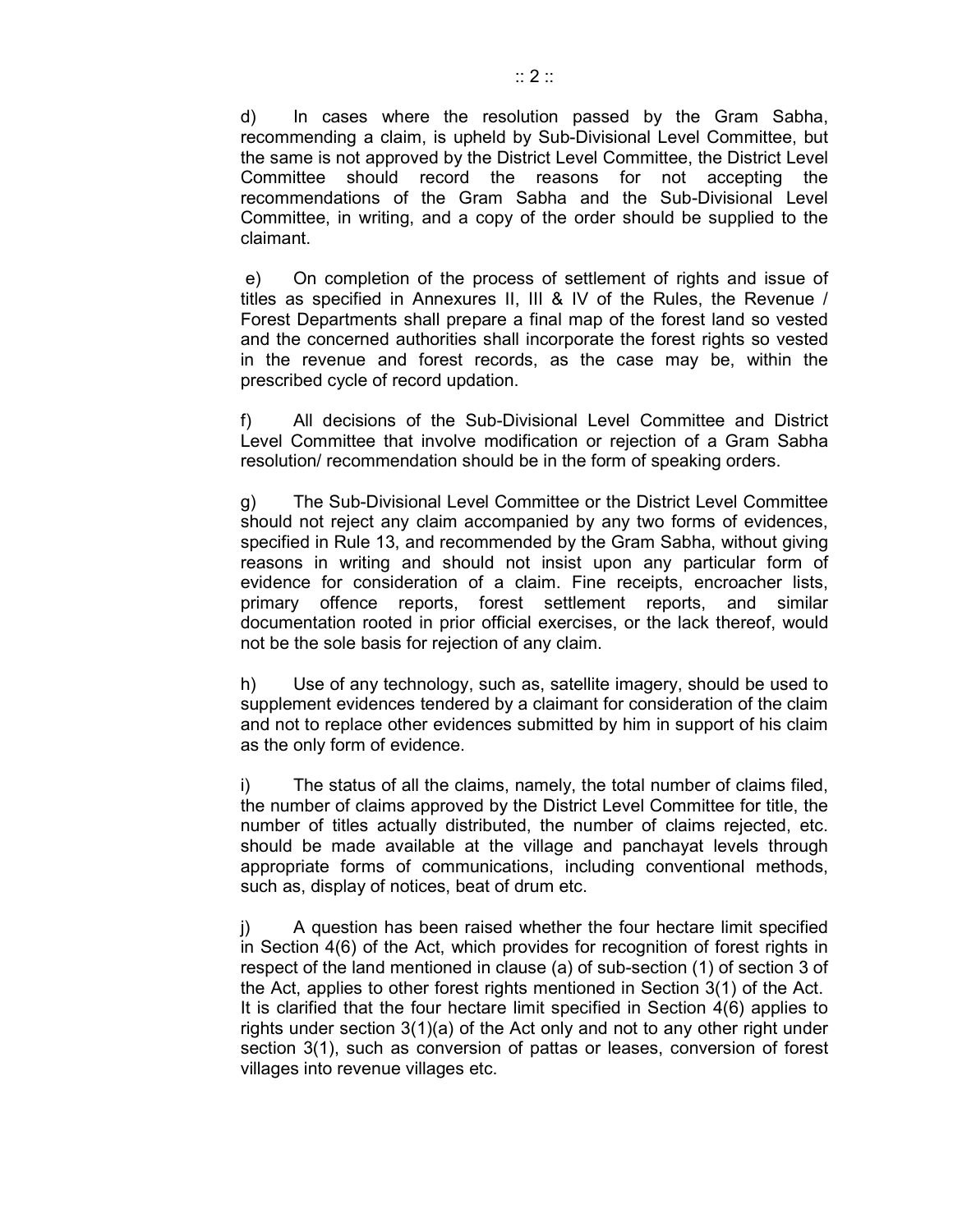d) In cases where the resolution passed by the Gram Sabha, recommending a claim, is upheld by Sub-Divisional Level Committee, but the same is not approved by the District Level Committee, the District Level Committee should record the reasons for not accepting the recommendations of the Gram Sabha and the Sub-Divisional Level Committee, in writing, and a copy of the order should be supplied to the claimant.

e) On completion of the process of settlement of rights and issue of titles as specified in Annexures II, III & IV of the Rules, the Revenue / Forest Departments shall prepare a final map of the forest land so vested and the concerned authorities shall incorporate the forest rights so vested in the revenue and forest records, as the case may be, within the prescribed cycle of record updation.

f) All decisions of the Sub-Divisional Level Committee and District Level Committee that involve modification or rejection of a Gram Sabha resolution/ recommendation should be in the form of speaking orders.

g) The Sub-Divisional Level Committee or the District Level Committee should not reject any claim accompanied by any two forms of evidences, specified in Rule 13, and recommended by the Gram Sabha, without giving reasons in writing and should not insist upon any particular form of evidence for consideration of a claim. Fine receipts, encroacher lists, primary offence reports, forest settlement reports, and similar documentation rooted in prior official exercises, or the lack thereof, would not be the sole basis for rejection of any claim.

h) Use of any technology, such as, satellite imagery, should be used to supplement evidences tendered by a claimant for consideration of the claim and not to replace other evidences submitted by him in support of his claim as the only form of evidence.

i) The status of all the claims, namely, the total number of claims filed, the number of claims approved by the District Level Committee for title, the number of titles actually distributed, the number of claims rejected, etc. should be made available at the village and panchayat levels through appropriate forms of communications, including conventional methods, such as, display of notices, beat of drum etc.

j) A question has been raised whether the four hectare limit specified in Section 4(6) of the Act, which provides for recognition of forest rights in respect of the land mentioned in clause (a) of sub-section (1) of section 3 of the Act, applies to other forest rights mentioned in Section 3(1) of the Act. It is clarified that the four hectare limit specified in Section 4(6) applies to rights under section 3(1)(a) of the Act only and not to any other right under section 3(1), such as conversion of pattas or leases, conversion of forest villages into revenue villages etc.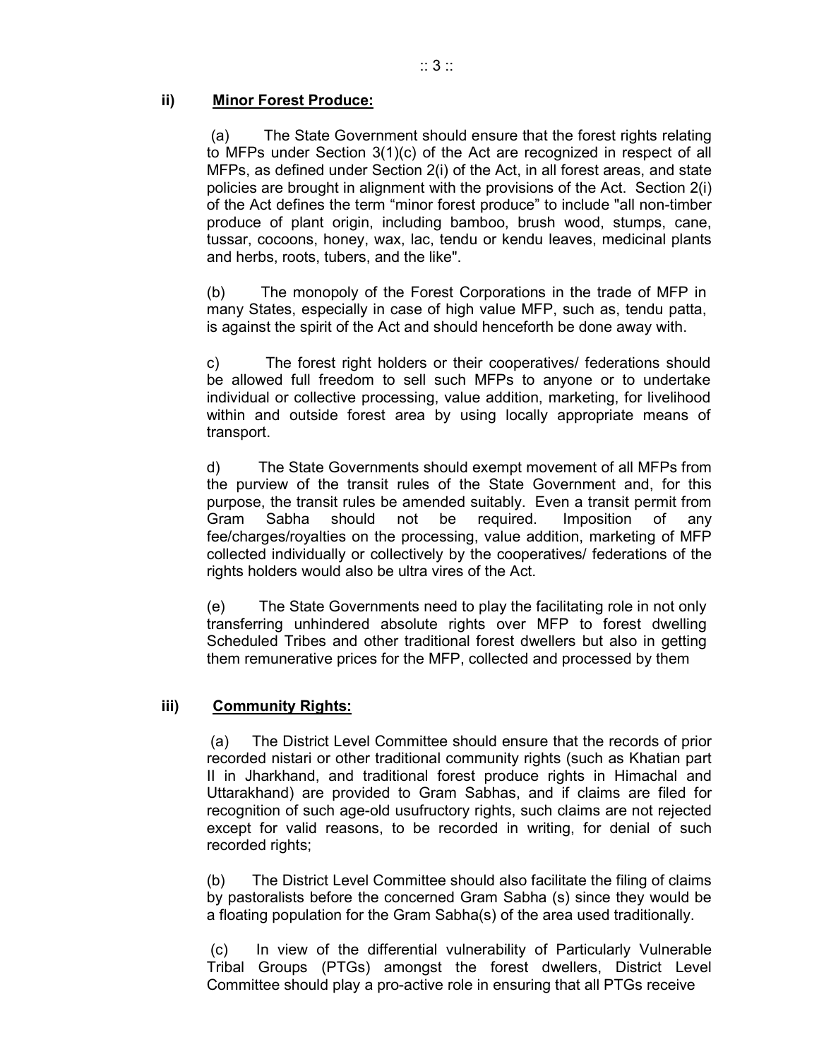**ii) Minor Forest Produce:**

(a) The State Government should ensure that the forest rights relating to MFPs under Section 3(1)(c) of the Act are recognized in respect of all MFPs, as defined under Section 2(i) of the Act, in all forest areas, and state policies are brought in alignment with the provisions of the Act. Section 2(i) of the Act defines the term "minor forest produce" to include "all non-timber produce of plant origin, including bamboo, brush wood, stumps, cane, tussar, cocoons, honey, wax, lac, tendu or kendu leaves, medicinal plants and herbs, roots, tubers, and the like".

(b) The monopoly of the Forest Corporations in the trade of MFP in many States, especially in case of high value MFP, such as, tendu patta, is against the spirit of the Act and should henceforth be done away with.

c) The forest right holders or their cooperatives/ federations should be allowed full freedom to sell such MFPs to anyone or to undertake individual or collective processing, value addition, marketing, for livelihood within and outside forest area by using locally appropriate means of transport.

d) The State Governments should exempt movement of all MFPs from the purview of the transit rules of the State Government and, for this purpose, the transit rules be amended suitably. Even a transit permit from Gram Sabha should not be required. Imposition of any fee/charges/royalties on the processing, value addition, marketing of MFP collected individually or collectively by the cooperatives/ federations of the rights holders would also be ultra vires of the Act.

(e) The State Governments need to play the facilitating role in not only transferring unhindered absolute rights over MFP to forest dwelling Scheduled Tribes and other traditional forest dwellers but also in getting them remunerative prices for the MFP, collected and processed by them

**iii) Community Rights:**

(a) The District Level Committee should ensure that the records of prior recorded nistari or other traditional community rights (such as Khatian part II in Jharkhand, and traditional forest produce rights in Himachal and Uttarakhand) are provided to Gram Sabhas, and if claims are filed for recognition of such age-old usufructory rights, such claims are not rejected except for valid reasons, to be recorded in writing, for denial of such recorded rights;

(b) The District Level Committee should also facilitate the filing of claims by pastoralists before the concerned Gram Sabha (s) since they would be a floating population for the Gram Sabha(s) of the area used traditionally.

(c) In view of the differential vulnerability of Particularly Vulnerable Tribal Groups (PTGs) amongst the forest dwellers, District Level Committee should play a pro-active role in ensuring that all PTGs receive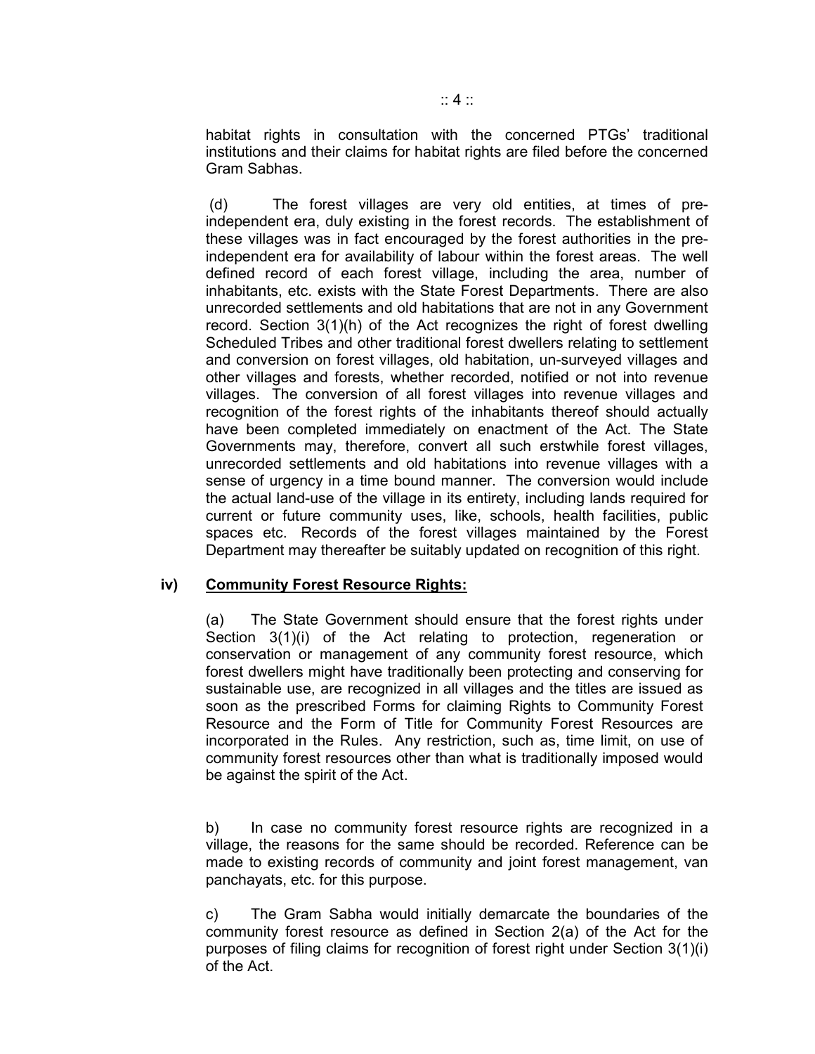habitat rights in consultation with the concerned PTGs' traditional institutions and their claims for habitat rights are filed before the concerned Gram Sabhas.

(d) The forest villages are very old entities, at times of pre-independent era, duly existing in the forest records. The establishment of these villages was in fact encouraged by the forest authorities in the pre-independent era for availability of labour within the forest areas. The well defined record of each forest village, including the area, number of inhabitants, etc. exists with the State Forest Departments. There are also unrecorded settlements and old habitations that are not in any Government record. Section 3(1)(h) of the Act recognizes the right of forest dwelling Scheduled Tribes and other traditional forest dwellers relating to settlement and conversion on forest villages, old habitation, un-surveyed villages and other villages and forests, whether recorded, notified or not into revenue villages. The conversion of all forest villages into revenue villages and recognition of the forest rights of the inhabitants thereof should actually have been completed immediately on enactment of the Act. The State Governments may, therefore, convert all such erstwhile forest villages, unrecorded settlements and old habitations into revenue villages with a sense of urgency in a time bound manner. The conversion would include the actual land-use of the village in its entirety, including lands required for current or future community uses, like, schools, health facilities, public spaces etc. Records of the forest villages maintained by the Forest Department may thereafter be suitably updated on recognition of this right.

**iv) <u>Community Forest Resource Rights:</u>**

(a) The State Government should ensure that the forest rights under Section 3(1)(i) of the Act relating to protection, regeneration or conservation or management of any community forest resource, which forest dwellers might have traditionally been protecting and conserving for sustainable use, are recognized in all villages and the titles are issued as soon as the prescribed Forms for claiming Rights to Community Forest Resource and the Form of Title for Community Forest Resources are incorporated in the Rules. Any restriction, such as, time limit, on use of community forest resources other than what is traditionally imposed would be against the spirit of the Act.

b) In case no community forest resource rights are recognized in a village, the reasons for the same should be recorded. Reference can be made to existing records of community and joint forest management, van panchayats, etc. for this purpose.

c) The Gram Sabha would initially demarcate the boundaries of the community forest resource as defined in Section 2(a) of the Act for the purposes of filing claims for recognition of forest right under Section 3(1)(i) of the Act.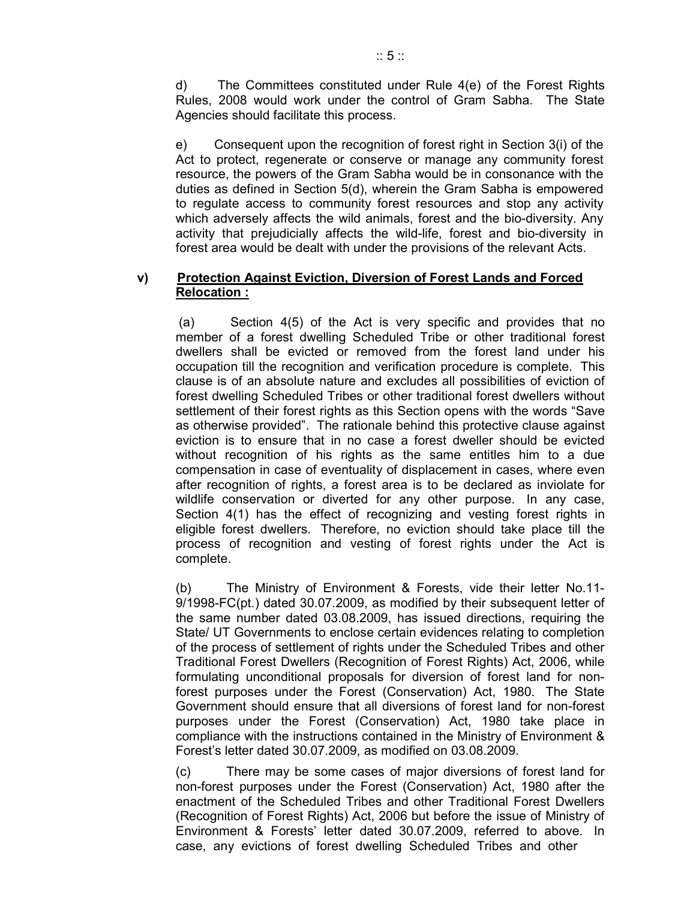d) The Committees constituted under Rule 4(e) of the Forest Rights Rules, 2008 would work under the control of Gram Sabha. The State Agencies should facilitate this process.

e) Consequent upon the recognition of forest right in Section 3(i) of the Act to protect, regenerate or conserve or manage any community forest resource, the powers of the Gram Sabha would be in consonance with the duties as defined in Section 5(d), wherein the Gram Sabha is empowered to regulate access to community forest resources and stop any activity which adversely affects the wild animals, forest and the bio-diversity. Any activity that prejudicially affects the wild-life, forest and bio-diversity in forest area would be dealt with under the provisions of the relevant Acts.

**v) <u>Protection Against Eviction, Diversion of Forest Lands and Forced Relocation :</u>**

(a) Section 4(5) of the Act is very specific and provides that no member of a forest dwelling Scheduled Tribe or other traditional forest dwellers shall be evicted or removed from the forest land under his occupation till the recognition and verification procedure is complete. This clause is of an absolute nature and excludes all possibilities of eviction of forest dwelling Scheduled Tribes or other traditional forest dwellers without settlement of their forest rights as this Section opens with the words "Save as otherwise provided". The rationale behind this protective clause against eviction is to ensure that in no case a forest dweller should be evicted without recognition of his rights as the same entitles him to a due compensation in case of eventuality of displacement in cases, where even after recognition of rights, a forest area is to be declared as inviolate for wildlife conservation or diverted for any other purpose. In any case, Section 4(1) has the effect of recognizing and vesting forest rights in eligible forest dwellers. Therefore, no eviction should take place till the process of recognition and vesting of forest rights under the Act is complete.

(b) The Ministry of Environment & Forests, vide their letter No.11-9/1998-FC(pt.) dated 30.07.2009, as modified by their subsequent letter of the same number dated 03.08.2009, has issued directions, requiring the State/ UT Governments to enclose certain evidences relating to completion of the process of settlement of rights under the Scheduled Tribes and other Traditional Forest Dwellers (Recognition of Forest Rights) Act, 2006, while formulating unconditional proposals for diversion of forest land for non-forest purposes under the Forest (Conservation) Act, 1980. The State Government should ensure that all diversions of forest land for non-forest purposes under the Forest (Conservation) Act, 1980 take place in compliance with the instructions contained in the Ministry of Environment & Forest's letter dated 30.07.2009, as modified on 03.08.2009.

(c) There may be some cases of major diversions of forest land for non-forest purposes under the Forest (Conservation) Act, 1980 after the enactment of the Scheduled Tribes and other Traditional Forest Dwellers (Recognition of Forest Rights) Act, 2006 but before the issue of Ministry of Environment & Forests' letter dated 30.07.2009, referred to above. In case, any evictions of forest dwelling Scheduled Tribes and other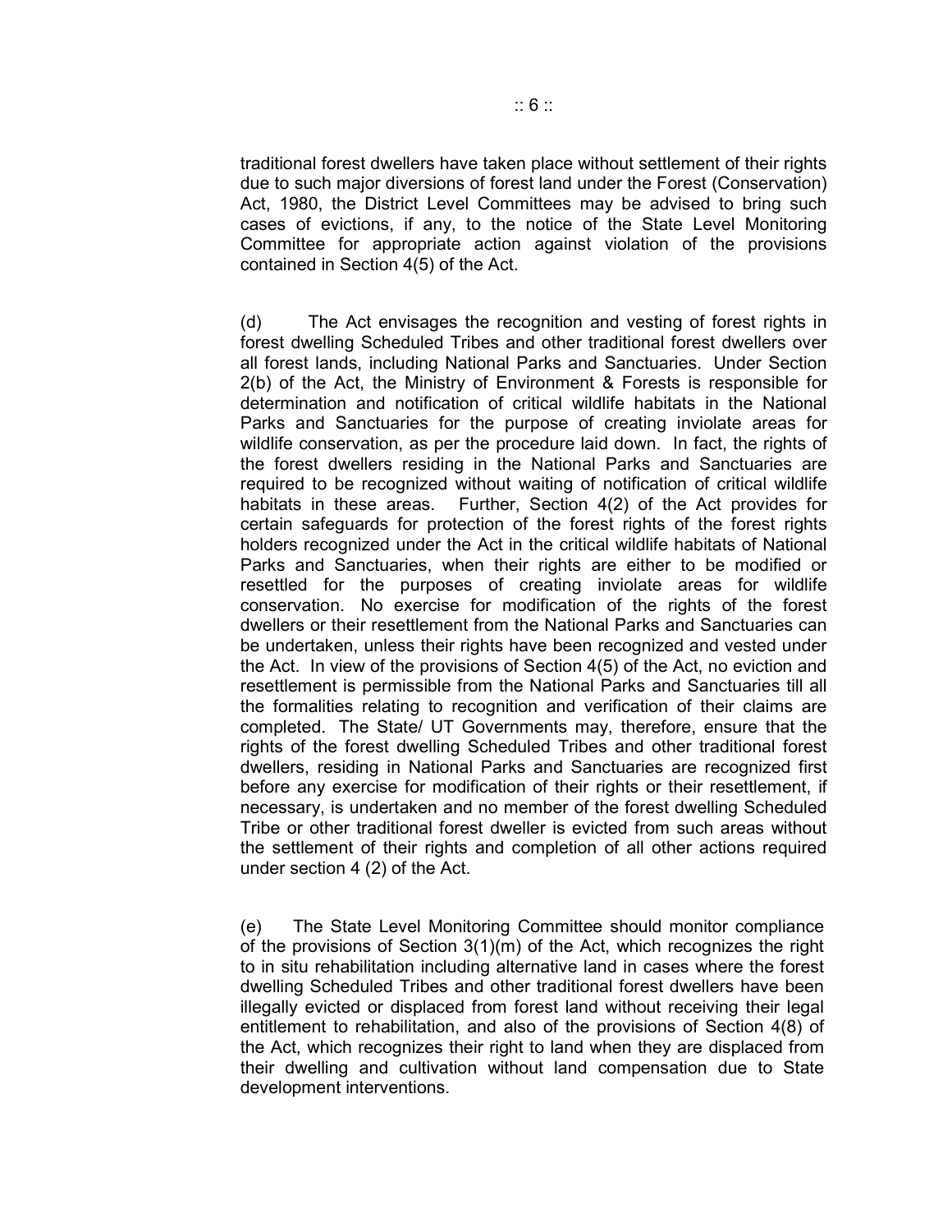traditional forest dwellers have taken place without settlement of their rights due to such major diversions of forest land under the Forest (Conservation) Act, 1980, the District Level Committees may be advised to bring such cases of evictions, if any, to the notice of the State Level Monitoring Committee for appropriate action against violation of the provisions contained in Section 4(5) of the Act.

(d) The Act envisages the recognition and vesting of forest rights in forest dwelling Scheduled Tribes and other traditional forest dwellers over all forest lands, including National Parks and Sanctuaries. Under Section 2(b) of the Act, the Ministry of Environment & Forests is responsible for determination and notification of critical wildlife habitats in the National Parks and Sanctuaries for the purpose of creating inviolate areas for wildlife conservation, as per the procedure laid down. In fact, the rights of the forest dwellers residing in the National Parks and Sanctuaries are required to be recognized without waiting of notification of critical wildlife habitats in these areas. Further, Section 4(2) of the Act provides for certain safeguards for protection of the forest rights of the forest rights holders recognized under the Act in the critical wildlife habitats of National Parks and Sanctuaries, when their rights are either to be modified or resettled for the purposes of creating inviolate areas for wildlife conservation. No exercise for modification of the rights of the forest dwellers or their resettlement from the National Parks and Sanctuaries can be undertaken, unless their rights have been recognized and vested under the Act. In view of the provisions of Section 4(5) of the Act, no eviction and resettlement is permissible from the National Parks and Sanctuaries till all the formalities relating to recognition and verification of their claims are completed. The State/ UT Governments may, therefore, ensure that the rights of the forest dwelling Scheduled Tribes and other traditional forest dwellers, residing in National Parks and Sanctuaries are recognized first before any exercise for modification of their rights or their resettlement, if necessary, is undertaken and no member of the forest dwelling Scheduled Tribe or other traditional forest dweller is evicted from such areas without the settlement of their rights and completion of all other actions required under section 4 (2) of the Act.

(e) The State Level Monitoring Committee should monitor compliance of the provisions of Section 3(1)(m) of the Act, which recognizes the right to in situ rehabilitation including alternative land in cases where the forest dwelling Scheduled Tribes and other traditional forest dwellers have been illegally evicted or displaced from forest land without receiving their legal entitlement to rehabilitation, and also of the provisions of Section 4(8) of the Act, which recognizes their right to land when they are displaced from their dwelling and cultivation without land compensation due to State development interventions.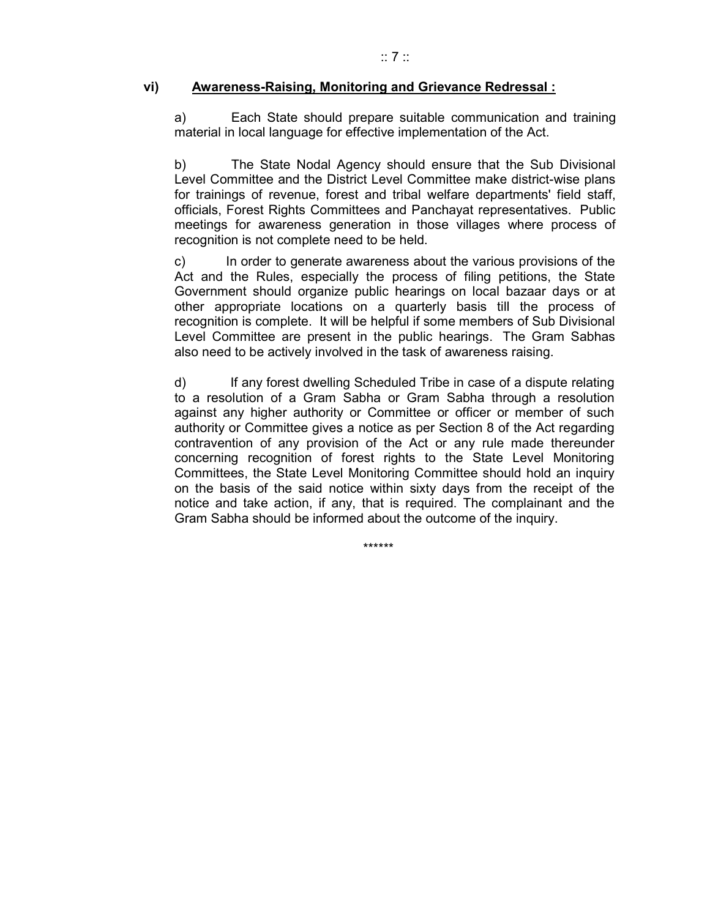### vi) Awareness-Raising, Monitoring and Grievance Redressal :

a) Each State should prepare suitable communication and training material in local language for effective implementation of the Act.

b) The State Nodal Agency should ensure that the Sub Divisional Level Committee and the District Level Committee make district-wise plans for trainings of revenue, forest and tribal welfare departments' field staff, officials, Forest Rights Committees and Panchayat representatives. Public meetings for awareness generation in those villages where process of recognition is not complete need to be held.

c) In order to generate awareness about the various provisions of the Act and the Rules, especially the process of filing petitions, the State Government should organize public hearings on local bazaar days or at other appropriate locations on a quarterly basis till the process of recognition is complete. It will be helpful if some members of Sub Divisional Level Committee are present in the public hearings. The Gram Sabhas also need to be actively involved in the task of awareness raising.

d) If any forest dwelling Scheduled Tribe in case of a dispute relating to a resolution of a Gram Sabha or Gram Sabha through a resolution against any higher authority or Committee or officer or member of such authority or Committee gives a notice as per Section 8 of the Act regarding contravention of any provision of the Act or any rule made thereunder concerning recognition of forest rights to the State Level Monitoring Committees, the State Level Monitoring Committee should hold an inquiry on the basis of the said notice within sixty days from the receipt of the notice and take action, if any, that is required. The complainant and the Gram Sabha should be informed about the outcome of the inquiry.

******